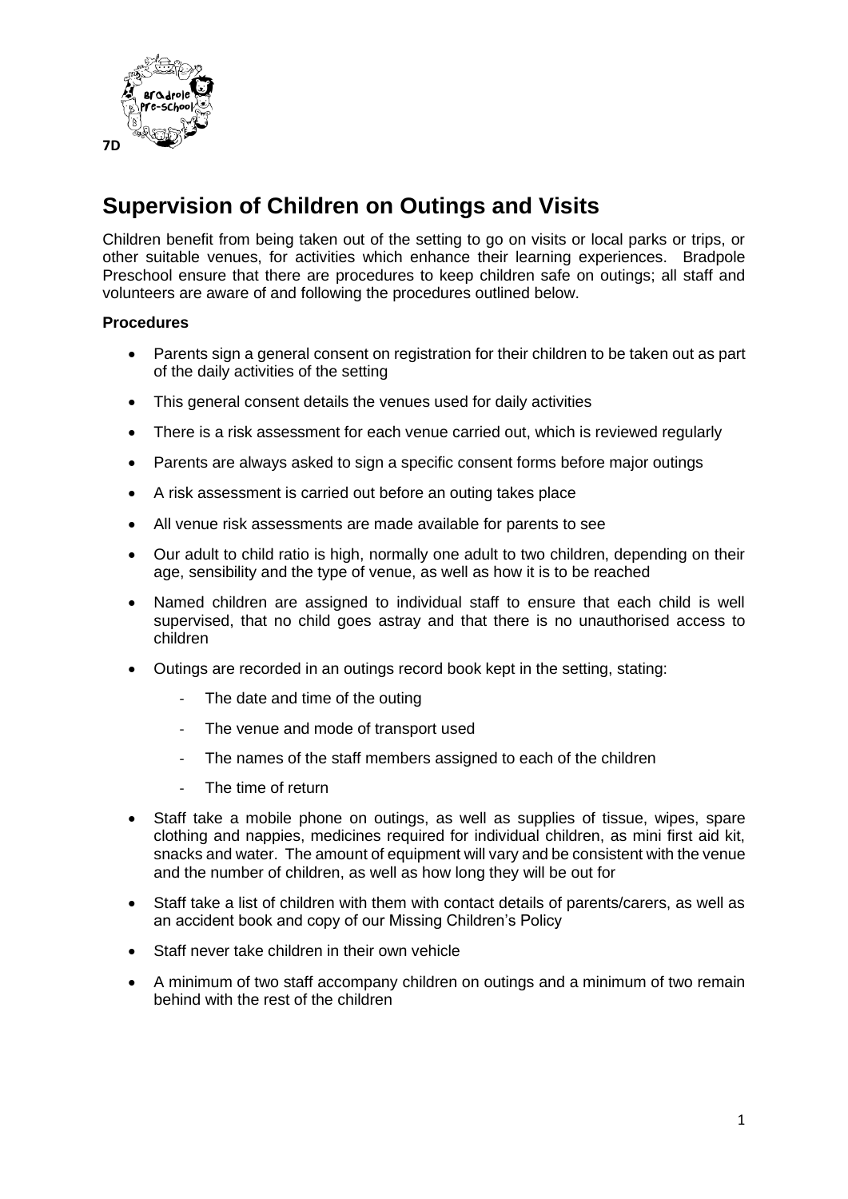7D

# Supervision of Children on Outings and Visits

Children benefit from being taken out of the setting to go on visits or local parks or trips, or other suitable venues, for activities which enhance their learning experiences. Bradpole Preschool ensure that there are procedures to keep children safe on outings; all staff and volunteers are aware of and following the procedures outlined below.

**Procedures**

- Parents sign a general consent on registration for their children to be taken out as part of the daily activities of the setting
- This general consent details the venues used for daily activities
- There is a risk assessment for each venue carried out, which is reviewed regularly
- Parents are always asked to sign a specific consent forms before major outings
- A risk assessment is carried out before an outing takes place
- All venue risk assessments are made available for parents to see
- Our adult to child ratio is high, normally one adult to two children, depending on their age, sensibility and the type of venue, as well as how it is to be reached
- Named children are assigned to individual staff to ensure that each child is well supervised, that no child goes astray and that there is no unauthorised access to children
- Outings are recorded in an outings record book kept in the setting, stating:
  - The date and time of the outing
  - The venue and mode of transport used
  - The names of the staff members assigned to each of the children
  - The time of return
- Staff take a mobile phone on outings, as well as supplies of tissue, wipes, spare clothing and nappies, medicines required for individual children, as mini first aid kit, snacks and water. The amount of equipment will vary and be consistent with the venue and the number of children, as well as how long they will be out for
- Staff take a list of children with them with contact details of parents/carers, as well as an accident book and copy of our Missing Children's Policy
- Staff never take children in their own vehicle
- A minimum of two staff accompany children on outings and a minimum of two remain behind with the rest of the children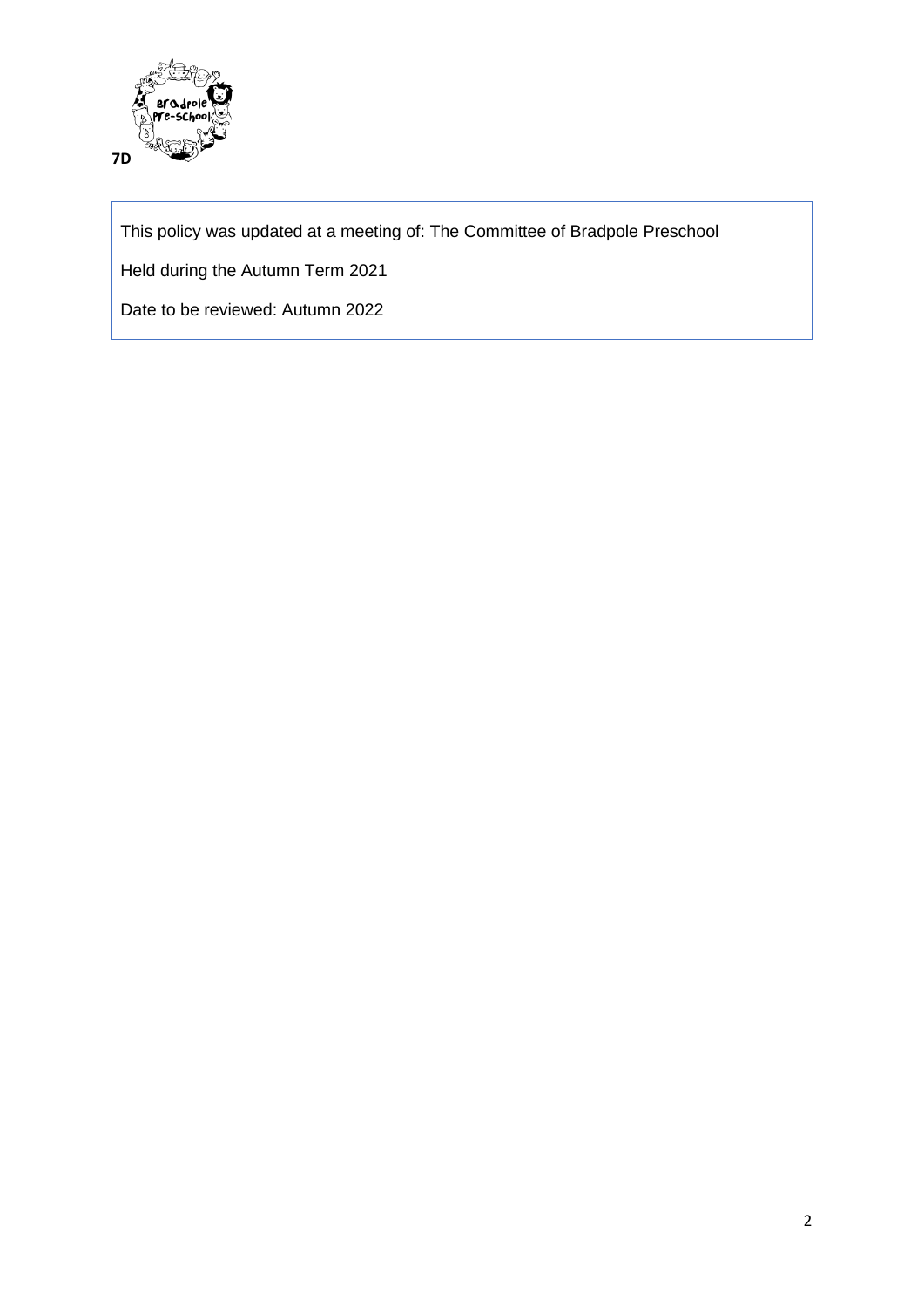**7D**

This policy was updated at a meeting of: The Committee of Bradpole Preschool

Held during the Autumn Term 2021

Date to be reviewed: Autumn 2022